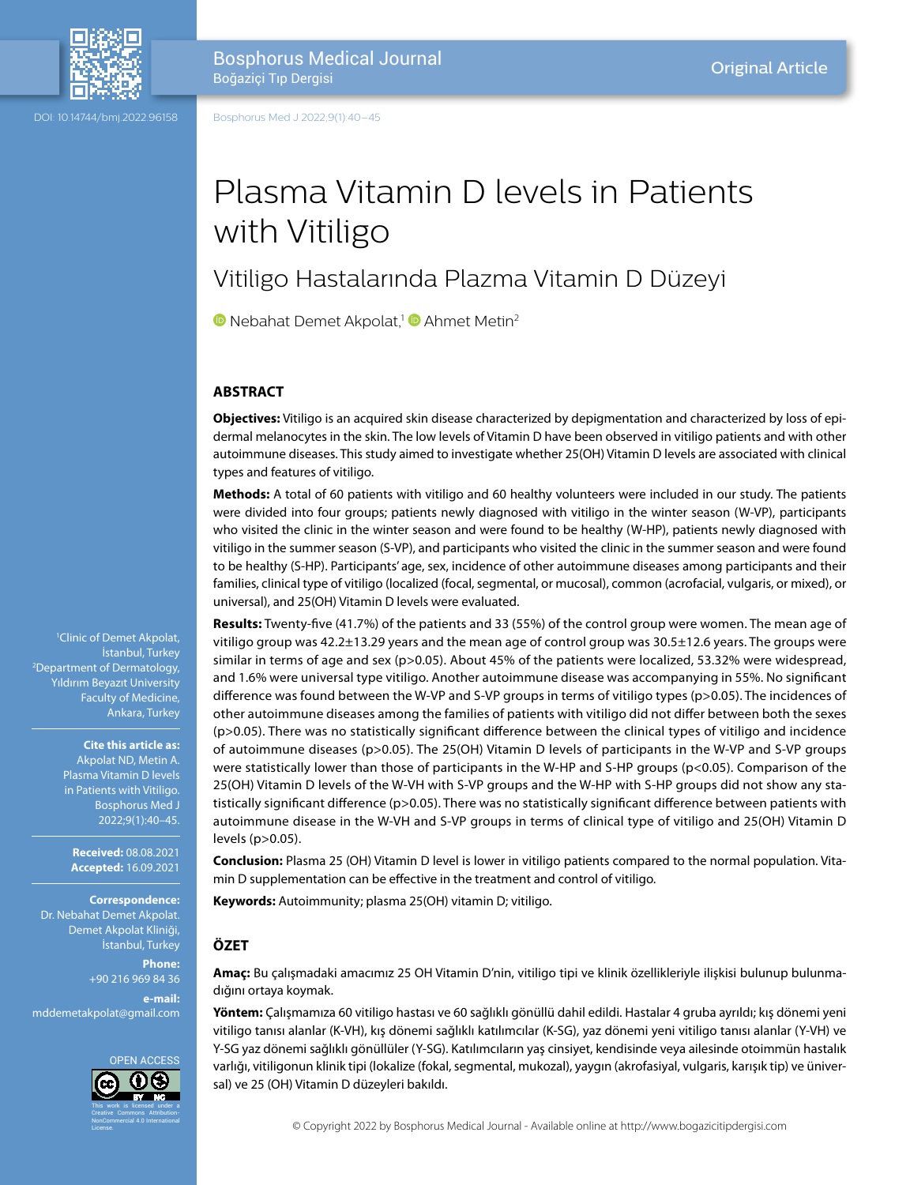# Plasma Vitamin D levels in Patients with Vitiligo

## Vitiligo Hastalarında Plazma Vitamin D Düzeyi

Nebahat Demet Akpolat,[1] Ahmet Metin[2]

[1]Clinic of Demet Akpolat, İstanbul, Turkey
[2]Department of Dermatology, Yıldırım Beyazıt University Faculty of Medicine, Ankara, Turkey

**Cite this article as:** Akpolat ND, Metin A. Plasma Vitamin D levels in Patients with Vitiligo. Bosphorus Med J 2022;9(1):40–45.

**Received:** 08.08.2021
**Accepted:** 16.09.2021

**Correspondence:** Dr. Nebahat Demet Akpolat. Demet Akpolat Kliniği, İstanbul, Turkey

**Phone:** +90 216 969 84 36

**e-mail:** mddemetakpolat@gmail.com

OPEN ACCESS

This work is licensed under a Creative Commons Attribution-NonCommercial 4.0 International License.

### ABSTRACT

**Objectives:** Vitiligo is an acquired skin disease characterized by depigmentation and characterized by loss of epidermal melanocytes in the skin. The low levels of Vitamin D have been observed in vitiligo patients and with other autoimmune diseases. This study aimed to investigate whether 25(OH) Vitamin D levels are associated with clinical types and features of vitiligo.

**Methods:** A total of 60 patients with vitiligo and 60 healthy volunteers were included in our study. The patients were divided into four groups; patients newly diagnosed with vitiligo in the winter season (W-VP), participants who visited the clinic in the winter season and were found to be healthy (W-HP), patients newly diagnosed with vitiligo in the summer season (S-VP), and participants who visited the clinic in the summer season and were found to be healthy (S-HP). Participants' age, sex, incidence of other autoimmune diseases among participants and their families, clinical type of vitiligo (localized (focal, segmental, or mucosal), common (acrofacial, vulgaris, or mixed), or universal), and 25(OH) Vitamin D levels were evaluated.

**Results:** Twenty-five (41.7%) of the patients and 33 (55%) of the control group were women. The mean age of vitiligo group was 42.2±13.29 years and the mean age of control group was 30.5±12.6 years. The groups were similar in terms of age and sex ($p>0.05$). About 45% of the patients were localized, 53.32% were widespread, and 1.6% were universal type vitiligo. Another autoimmune disease was accompanying in 55%. No significant difference was found between the W-VP and S-VP groups in terms of vitiligo types ($p>0.05$). The incidences of other autoimmune diseases among the families of patients with vitiligo did not differ between both the sexes ($p>0.05$). There was no statistically significant difference between the clinical types of vitiligo and incidence of autoimmune diseases ($p>0.05$). The 25(OH) Vitamin D levels of participants in the W-VP and S-VP groups were statistically lower than those of participants in the W-HP and S-HP groups ($p<0.05$). Comparison of the 25(OH) Vitamin D levels of the W-VH with S-VP groups and the W-HP with S-HP groups did not show any statistically significant difference ($p>0.05$). There was no statistically significant difference between patients with autoimmune disease in the W-VH and S-VP groups in terms of clinical type of vitiligo and 25(OH) Vitamin D levels ($p>0.05$).

**Conclusion:** Plasma 25 (OH) Vitamin D level is lower in vitiligo patients compared to the normal population. Vitamin D supplementation can be effective in the treatment and control of vitiligo.

**Keywords:** Autoimmunity; plasma 25(OH) vitamin D; vitiligo.

### ÖZET

**Amaç:** Bu çalışmadaki amacımız 25 OH Vitamin D'nin, vitiligo tipi ve klinik özellikleriyle ilişkisi bulunup bulunmadığını ortaya koymak.

**Yöntem:** Çalışmamıza 60 vitiligo hastası ve 60 sağlıklı gönüllü dahil edildi. Hastalar 4 gruba ayrıldı; kış dönemi yeni vitiligo tanısı alanlar (K-VH), kış dönemi sağlıklı katılımcılar (K-SG), yaz dönemi yeni vitiligo tanısı alanlar (Y-VH) ve Y-SG yaz dönemi sağlıklı gönüllüler (Y-SG). Katılımcıların yaş cinsiyet, kendisinde veya ailesinde otoimmün hastalık varlığı, vitiligonun klinik tipi (lokalize (fokal, segmental, mukozal), yaygın (akrofasiyal, vulgaris, karışık tip) ve üniversal) ve 25 (OH) Vitamin D düzeyleri bakıldı.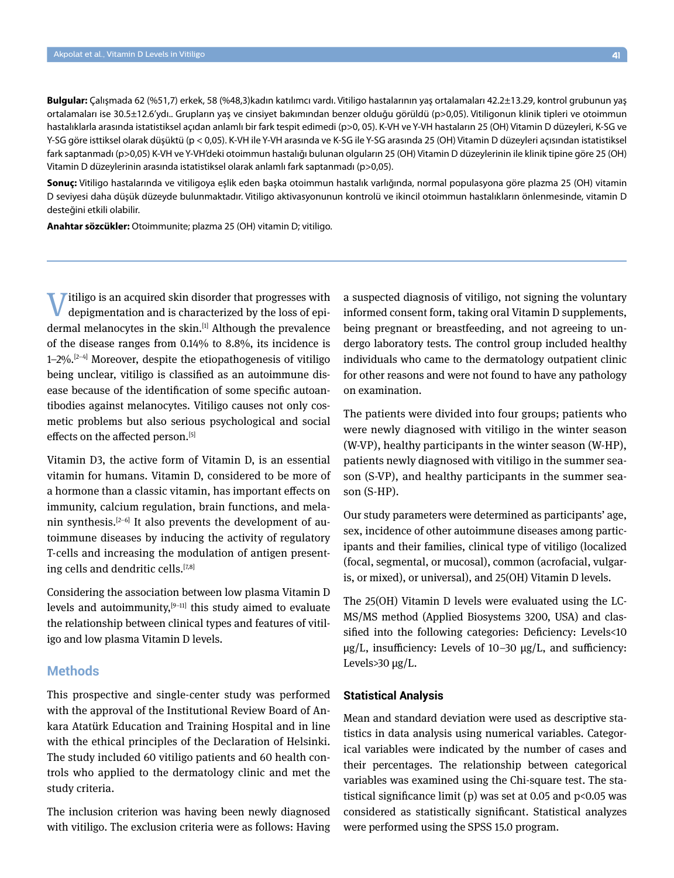**Bulgular:** Çalışmada 62 (%51,7) erkek, 58 (%48,3)kadın katılımcı vardı. Vitiligo hastalarının yaş ortalamaları 42.2±13.29, kontrol grubunun yaş ortalamaları ise 30.5±12.6'ydı.. Grupların yaş ve cinsiyet bakımından benzer olduğu görüldü (p>0,05). Vitiligonun klinik tipleri ve otoimmun hastalıklarla arasında istatistiksel açıdan anlamlı bir fark tespit edimedi (p>0, 05). K-VH ve Y-VH hastaların 25 (OH) Vitamin D düzeyleri, K-SG ve Y-SG göre isttiksel olarak düşüktü (p < 0,05). K-VH ile Y-VH arasında ve K-SG ile Y-SG arasında 25 (OH) Vitamin D düzeyleri açısından istatistiksel fark saptanmadı (p>0,05) K-VH ve Y-VH'deki otoimmun hastalığı bulunan olguların 25 (OH) Vitamin D düzeylerinin ile klinik tipine göre 25 (OH) Vitamin D düzeylerinin arasında istatistiksel olarak anlamlı fark saptanmadı (p>0,05).

**Sonuç:** Vitiligo hastalarında ve vitiligoya eşlik eden başka otoimmun hastalık varlığında, normal populasyona göre plazma 25 (OH) vitamin D seviyesi daha düşük düzeyde bulunmaktadır. Vitiligo aktivasyonunun kontrolü ve ikincil otoimmun hastalıkların önlenmesinde, vitamin D desteğini etkili olabilir.

**Anahtar sözcükler:** Otoimmunite; plazma 25 (OH) vitamin D; vitiligo.

---

Vitiligo is an acquired skin disorder that progresses with depigmentation and is characterized by the loss of epidermal melanocytes in the skin.[1] Although the prevalence of the disease ranges from 0.14% to 8.8%, its incidence is 1–2%.[2–4] Moreover, despite the etiopathogenesis of vitiligo being unclear, vitiligo is classified as an autoimmune disease because of the identification of some specific autoantibodies against melanocytes. Vitiligo causes not only cosmetic problems but also serious psychological and social effects on the affected person.[5]

Vitamin D3, the active form of Vitamin D, is an essential vitamin for humans. Vitamin D, considered to be more of a hormone than a classic vitamin, has important effects on immunity, calcium regulation, brain functions, and melanin synthesis.[2–6] It also prevents the development of autoimmune diseases by inducing the activity of regulatory T-cells and increasing the modulation of antigen presenting cells and dendritic cells.[7,8]

Considering the association between low plasma Vitamin D levels and autoimmunity,[9–11] this study aimed to evaluate the relationship between clinical types and features of vitiligo and low plasma Vitamin D levels.

## Methods

This prospective and single-center study was performed with the approval of the Institutional Review Board of Ankara Atatürk Education and Training Hospital and in line with the ethical principles of the Declaration of Helsinki. The study included 60 vitiligo patients and 60 health controls who applied to the dermatology clinic and met the study criteria.

The inclusion criterion was having been newly diagnosed with vitiligo. The exclusion criteria were as follows: Having a suspected diagnosis of vitiligo, not signing the voluntary informed consent form, taking oral Vitamin D supplements, being pregnant or breastfeeding, and not agreeing to undergo laboratory tests. The control group included healthy individuals who came to the dermatology outpatient clinic for other reasons and were not found to have any pathology on examination.

The patients were divided into four groups; patients who were newly diagnosed with vitiligo in the winter season (W-VP), healthy participants in the winter season (W-HP), patients newly diagnosed with vitiligo in the summer season (S-VP), and healthy participants in the summer season (S-HP).

Our study parameters were determined as participants' age, sex, incidence of other autoimmune diseases among participants and their families, clinical type of vitiligo (localized (focal, segmental, or mucosal), common (acrofacial, vulgaris, or mixed), or universal), and 25(OH) Vitamin D levels.

The 25(OH) Vitamin D levels were evaluated using the LC-MS/MS method (Applied Biosystems 3200, USA) and classified into the following categories: Deficiency: Levels<10 µg/L, insufficiency: Levels of 10–30 µg/L, and sufficiency: Levels>30 µg/L.

### Statistical Analysis

Mean and standard deviation were used as descriptive statistics in data analysis using numerical variables. Categorical variables were indicated by the number of cases and their percentages. The relationship between categorical variables was examined using the Chi-square test. The statistical significance limit (p) was set at 0.05 and $p<0.05$ was considered as statistically significant. Statistical analyzes were performed using the SPSS 15.0 program.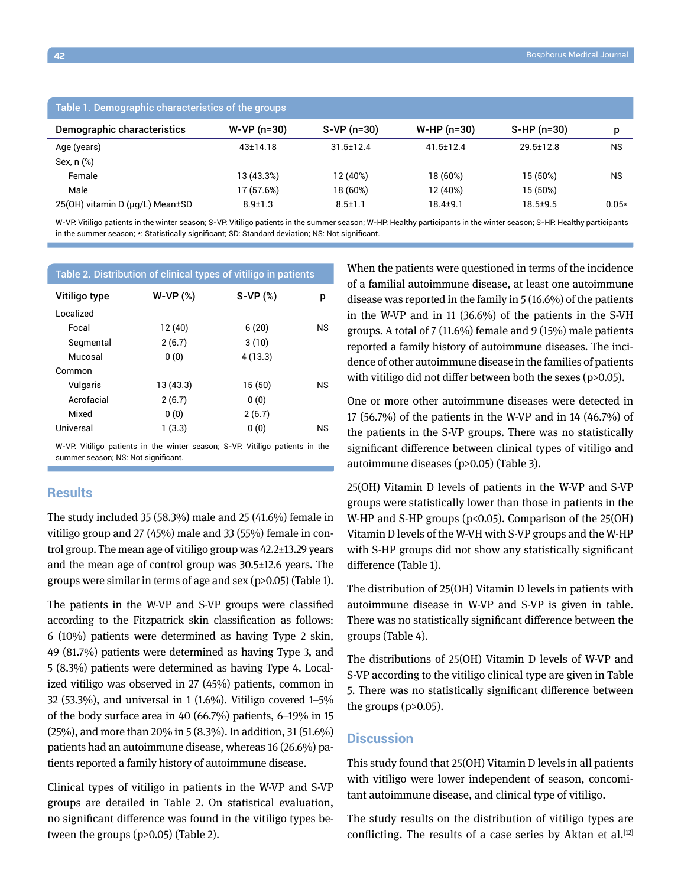**Table 1. Demographic characteristics of the groups**

| Demographic characteristics | W-VP (n=30) | S-VP (n=30) | W-HP (n=30) | S-HP (n=30) | p |
|---|---|---|---|---|---|
| Age (years) | 43±14.18 | 31.5±12.4 | 41.5±12.4 | 29.5±12.8 | NS |
| Sex, n (%) | | | | | |
| Female | 13 (43.3%) | 12 (40%) | 18 (60%) | 15 (50%) | NS |
| Male | 17 (57.6%) | 18 (60%) | 12 (40%) | 15 (50%) | |
| 25(OH) vitamin D (µg/L) Mean±SD | 8.9±1.3 | 8.5±1.1 | 18.4±9.1 | 18.5±9.5 | 0.05* |

W-VP: Vitiligo patients in the winter season; S-VP: Vitiligo patients in the summer season; W-HP: Healthy participants in the winter season; S-HP: Healthy participants in the summer season; *: Statistically significant; SD: Standard deviation; NS: Not significant.

**Table 2. Distribution of clinical types of vitiligo in patients**

| Vitiligo type | W-VP (%) | S-VP (%) | p |
|---|---|---|---|
| Localized | | | |
| Focal | 12 (40) | 6 (20) | NS |
| Segmental | 2 (6.7) | 3 (10) | |
| Mucosal | 0 (0) | 4 (13.3) | |
| Common | | | |
| Vulgaris | 13 (43.3) | 15 (50) | NS |
| Acrofacial | 2 (6.7) | 0 (0) | |
| Mixed | 0 (0) | 2 (6.7) | |
| Universal | 1 (3.3) | 0 (0) | NS |

W-VP: Vitiligo patients in the winter season; S-VP: Vitiligo patients in the summer season; NS: Not significant.

## Results

The study included 35 (58.3%) male and 25 (41.6%) female in vitiligo group and 27 (45%) male and 33 (55%) female in control group. The mean age of vitiligo group was 42.2±13.29 years and the mean age of control group was 30.5±12.6 years. The groups were similar in terms of age and sex (p>0.05) (Table 1).

The patients in the W-VP and S-VP groups were classified according to the Fitzpatrick skin classification as follows: 6 (10%) patients were determined as having Type 2 skin, 49 (81.7%) patients were determined as having Type 3, and 5 (8.3%) patients were determined as having Type 4. Localized vitiligo was observed in 27 (45%) patients, common in 32 (53.3%), and universal in 1 (1.6%). Vitiligo covered 1–5% of the body surface area in 40 (66.7%) patients, 6–19% in 15 (25%), and more than 20% in 5 (8.3%). In addition, 31 (51.6%) patients had an autoimmune disease, whereas 16 (26.6%) patients reported a family history of autoimmune disease.

Clinical types of vitiligo in patients in the W-VP and S-VP groups are detailed in Table 2. On statistical evaluation, no significant difference was found in the vitiligo types between the groups (p>0.05) (Table 2).

When the patients were questioned in terms of the incidence of a familial autoimmune disease, at least one autoimmune disease was reported in the family in 5 (16.6%) of the patients in the W-VP and in 11 (36.6%) of the patients in the S-VH groups. A total of 7 (11.6%) female and 9 (15%) male patients reported a family history of autoimmune diseases. The incidence of other autoimmune disease in the families of patients with vitiligo did not differ between both the sexes (p>0.05).

One or more other autoimmune diseases were detected in 17 (56.7%) of the patients in the W-VP and in 14 (46.7%) of the patients in the S-VP groups. There was no statistically significant difference between clinical types of vitiligo and autoimmune diseases (p>0.05) (Table 3).

25(OH) Vitamin D levels of patients in the W-VP and S-VP groups were statistically lower than those in patients in the W-HP and S-HP groups (p<0.05). Comparison of the 25(OH) Vitamin D levels of the W-VH with S-VP groups and the W-HP with S-HP groups did not show any statistically significant difference (Table 1).

The distribution of 25(OH) Vitamin D levels in patients with autoimmune disease in W-VP and S-VP is given in table. There was no statistically significant difference between the groups (Table 4).

The distributions of 25(OH) Vitamin D levels of W-VP and S-VP according to the vitiligo clinical type are given in Table 5. There was no statistically significant difference between the groups (p>0.05).

## Discussion

This study found that 25(OH) Vitamin D levels in all patients with vitiligo were lower independent of season, concomitant autoimmune disease, and clinical type of vitiligo.

The study results on the distribution of vitiligo types are conflicting. The results of a case series by Aktan et al.[12]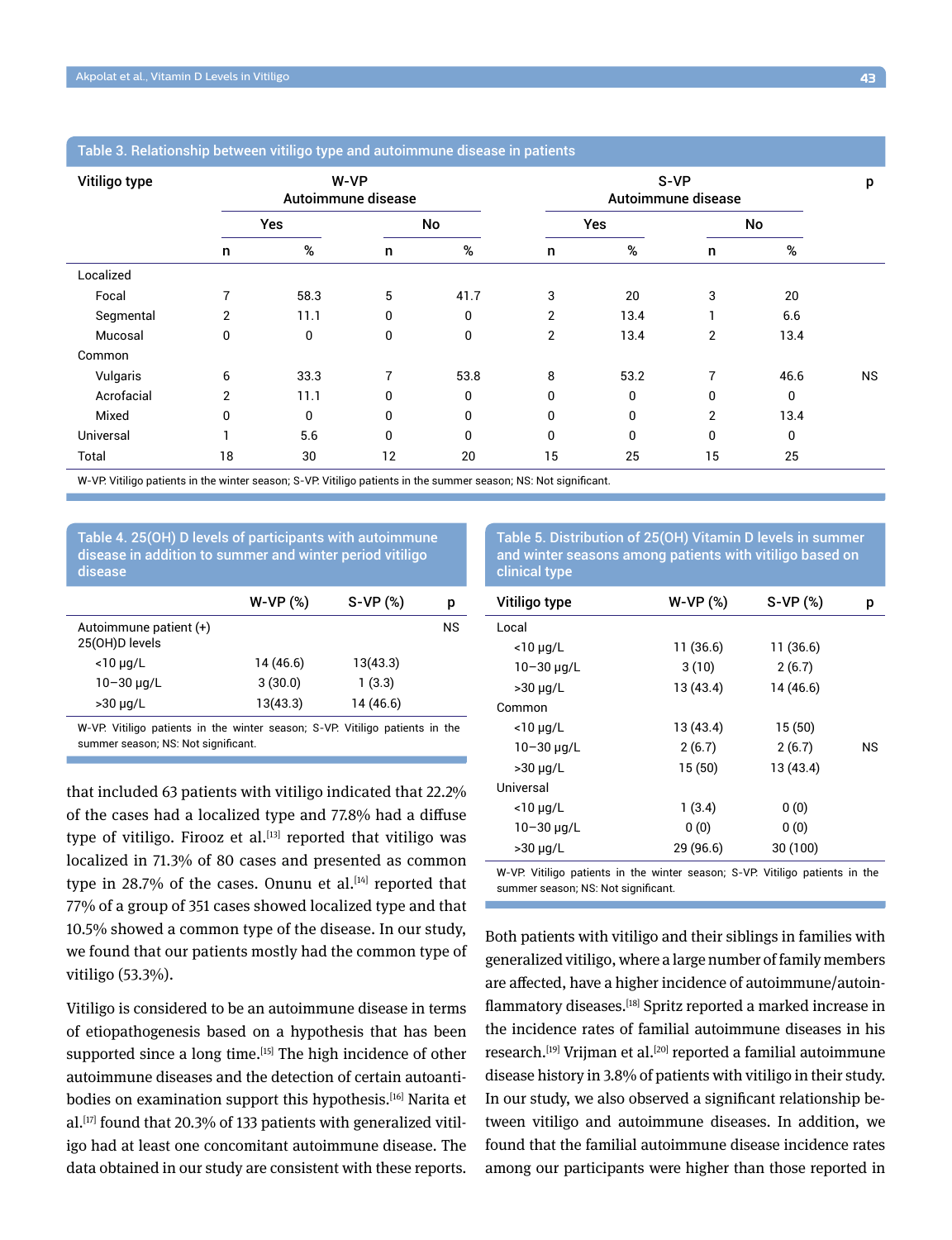**Table 3. Relationship between vitiligo type and autoimmune disease in patients**

| Vitiligo type | W-VP Autoimmune disease | | | | S-VP Autoimmune disease | | | | p |
|---|---|---|---|---|---|---|---|---|---|
| | Yes | | No | | Yes | | No | | |
| | n | % | n | % | n | % | n | % | |
| Localized | | | | | | | | | |
| Focal | 7 | 58.3 | 5 | 41.7 | 3 | 20 | 3 | 20 | |
| Segmental | 2 | 11.1 | 0 | 0 | 2 | 13.4 | 1 | 6.6 | |
| Mucosal | 0 | 0 | 0 | 0 | 2 | 13.4 | 2 | 13.4 | |
| Common | | | | | | | | | |
| Vulgaris | 6 | 33.3 | 7 | 53.8 | 8 | 53.2 | 7 | 46.6 | NS |
| Acrofacial | 2 | 11.1 | 0 | 0 | 0 | 0 | 0 | 0 | |
| Mixed | 0 | 0 | 0 | 0 | 0 | 0 | 2 | 13.4 | |
| Universal | 1 | 5.6 | 0 | 0 | 0 | 0 | 0 | 0 | |
| Total | 18 | 30 | 12 | 20 | 15 | 25 | 15 | 25 | |

W-VP. Vitiligo patients in the winter season; S-VP. Vitiligo patients in the summer season; NS: Not significant.

**Table 4. 25(OH) D levels of participants with autoimmune disease in addition to summer and winter period vitiligo disease**

| | W-VP (%) | S-VP (%) | p |
|---|---|---|---|
| Autoimmune patient (+) 25(OH)D levels | | | NS |
| <10 μg/L | 14 (46.6) | 13(43.3) | |
| 10–30 μg/L | 3 (30.0) | 1 (3.3) | |
| >30 μg/L | 13(43.3) | 14 (46.6) | |

W-VP. Vitiligo patients in the winter season; S-VP. Vitiligo patients in the summer season; NS: Not significant.

**Table 5. Distribution of 25(OH) Vitamin D levels in summer and winter seasons among patients with vitiligo based on clinical type**

| Vitiligo type | W-VP (%) | S-VP (%) | p |
|---|---|---|---|
| Local | | | |
| <10 μg/L | 11 (36.6) | 11 (36.6) | |
| 10–30 μg/L | 3 (10) | 2 (6.7) | |
| >30 μg/L | 13 (43.4) | 14 (46.6) | |
| Common | | | |
| <10 μg/L | 13 (43.4) | 15 (50) | |
| 10–30 μg/L | 2 (6.7) | 2 (6.7) | NS |
| >30 μg/L | 15 (50) | 13 (43.4) | |
| Universal | | | |
| <10 μg/L | 1 (3.4) | 0 (0) | |
| 10–30 μg/L | 0 (0) | 0 (0) | |
| >30 μg/L | 29 (96.6) | 30 (100) | |

W-VP. Vitiligo patients in the winter season; S-VP. Vitiligo patients in the summer season; NS: Not significant.

that included 63 patients with vitiligo indicated that 22.2% of the cases had a localized type and 77.8% had a diffuse type of vitiligo. Firooz et al.[13] reported that vitiligo was localized in 71.3% of 80 cases and presented as common type in 28.7% of the cases. Onunu et al.[14] reported that 77% of a group of 351 cases showed localized type and that 10.5% showed a common type of the disease. In our study, we found that our patients mostly had the common type of vitiligo (53.3%).

Vitiligo is considered to be an autoimmune disease in terms of etiopathogenesis based on a hypothesis that has been supported since a long time.[15] The high incidence of other autoimmune diseases and the detection of certain autoantibodies on examination support this hypothesis.[16] Narita et al.[17] found that 20.3% of 133 patients with generalized vitiligo had at least one concomitant autoimmune disease. The data obtained in our study are consistent with these reports.

Both patients with vitiligo and their siblings in families with generalized vitiligo, where a large number of family members are affected, have a higher incidence of autoimmune/autoinflammatory diseases.[18] Spritz reported a marked increase in the incidence rates of familial autoimmune diseases in his research.[19] Vrijman et al.[20] reported a familial autoimmune disease history in 3.8% of patients with vitiligo in their study. In our study, we also observed a significant relationship between vitiligo and autoimmune diseases. In addition, we found that the familial autoimmune disease incidence rates among our participants were higher than those reported in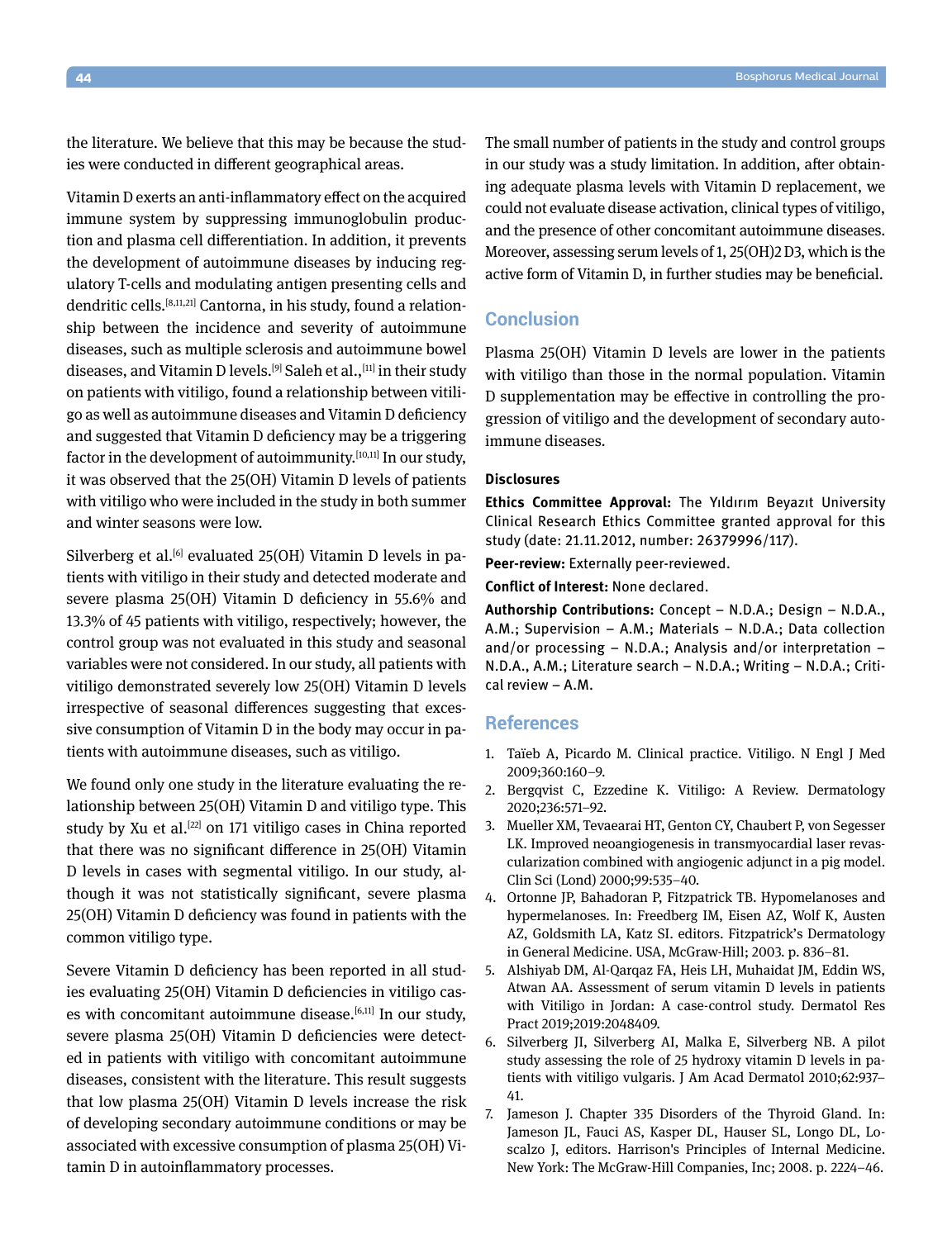the literature. We believe that this may be because the studies were conducted in different geographical areas.

Vitamin D exerts an anti-inflammatory effect on the acquired immune system by suppressing immunoglobulin production and plasma cell differentiation. In addition, it prevents the development of autoimmune diseases by inducing regulatory T-cells and modulating antigen presenting cells and dendritic cells.[8,11,21] Cantorna, in his study, found a relationship between the incidence and severity of autoimmune diseases, such as multiple sclerosis and autoimmune bowel diseases, and Vitamin D levels.[9] Saleh et al.,[11] in their study on patients with vitiligo, found a relationship between vitiligo as well as autoimmune diseases and Vitamin D deficiency and suggested that Vitamin D deficiency may be a triggering factor in the development of autoimmunity.[10,11] In our study, it was observed that the 25(OH) Vitamin D levels of patients with vitiligo who were included in the study in both summer and winter seasons were low.

Silverberg et al.[6] evaluated 25(OH) Vitamin D levels in patients with vitiligo in their study and detected moderate and severe plasma 25(OH) Vitamin D deficiency in 55.6% and 13.3% of 45 patients with vitiligo, respectively; however, the control group was not evaluated in this study and seasonal variables were not considered. In our study, all patients with vitiligo demonstrated severely low 25(OH) Vitamin D levels irrespective of seasonal differences suggesting that excessive consumption of Vitamin D in the body may occur in patients with autoimmune diseases, such as vitiligo.

We found only one study in the literature evaluating the relationship between 25(OH) Vitamin D and vitiligo type. This study by Xu et al.[22] on 171 vitiligo cases in China reported that there was no significant difference in 25(OH) Vitamin D levels in cases with segmental vitiligo. In our study, although it was not statistically significant, severe plasma 25(OH) Vitamin D deficiency was found in patients with the common vitiligo type.

Severe Vitamin D deficiency has been reported in all studies evaluating 25(OH) Vitamin D deficiencies in vitiligo cases with concomitant autoimmune disease.[6,11] In our study, severe plasma 25(OH) Vitamin D deficiencies were detected in patients with vitiligo with concomitant autoimmune diseases, consistent with the literature. This result suggests that low plasma 25(OH) Vitamin D levels increase the risk of developing secondary autoimmune conditions or may be associated with excessive consumption of plasma 25(OH) Vitamin D in autoinflammatory processes.

The small number of patients in the study and control groups in our study was a study limitation. In addition, after obtaining adequate plasma levels with Vitamin D replacement, we could not evaluate disease activation, clinical types of vitiligo, and the presence of other concomitant autoimmune diseases. Moreover, assessing serum levels of 1, 25(OH)2 D3, which is the active form of Vitamin D, in further studies may be beneficial.

## Conclusion

Plasma 25(OH) Vitamin D levels are lower in the patients with vitiligo than those in the normal population. Vitamin D supplementation may be effective in controlling the progression of vitiligo and the development of secondary autoimmune diseases.

### Disclosures

**Ethics Committee Approval:** The Yıldırım Beyazıt University Clinical Research Ethics Committee granted approval for this study (date: 21.11.2012, number: 26379996/117).

**Peer-review:** Externally peer-reviewed.

**Conflict of Interest:** None declared.

**Authorship Contributions:** Concept – N.D.A.; Design – N.D.A., A.M.; Supervision – A.M.; Materials – N.D.A.; Data collection and/or processing – N.D.A.; Analysis and/or interpretation – N.D.A., A.M.; Literature search – N.D.A.; Writing – N.D.A.; Critical review – A.M.

## References

1. Taïeb A, Picardo M. Clinical practice. Vitiligo. N Engl J Med 2009;360:160–9.
2. Bergqvist C, Ezzedine K. Vitiligo: A Review. Dermatology 2020;236:571–92.
3. Mueller XM, Tevaearai HT, Genton CY, Chaubert P, von Segesser LK. Improved neoangiogenesis in transmyocardial laser revascularization combined with angiogenic adjunct in a pig model. Clin Sci (Lond) 2000;99:535–40.
4. Ortonne JP, Bahadoran P, Fitzpatrick TB. Hypomelanoses and hypermelanoses. In: Freedberg IM, Eisen AZ, Wolf K, Austen AZ, Goldsmith LA, Katz SI. editors. Fitzpatrick's Dermatology in General Medicine. USA, McGraw-Hill; 2003. p. 836–81.
5. Alshiyab DM, Al-Qarqaz FA, Heis LH, Muhaidat JM, Eddin WS, Atwan AA. Assessment of serum vitamin D levels in patients with Vitiligo in Jordan: A case-control study. Dermatol Res Pract 2019;2019:2048409.
6. Silverberg JI, Silverberg AI, Malka E, Silverberg NB. A pilot study assessing the role of 25 hydroxy vitamin D levels in patients with vitiligo vulgaris. J Am Acad Dermatol 2010;62:937–41.
7. Jameson J. Chapter 335 Disorders of the Thyroid Gland. In: Jameson JL, Fauci AS, Kasper DL, Hauser SL, Longo DL, Loscalzo J, editors. Harrison's Principles of Internal Medicine. New York: The McGraw-Hill Companies, Inc; 2008. p. 2224–46.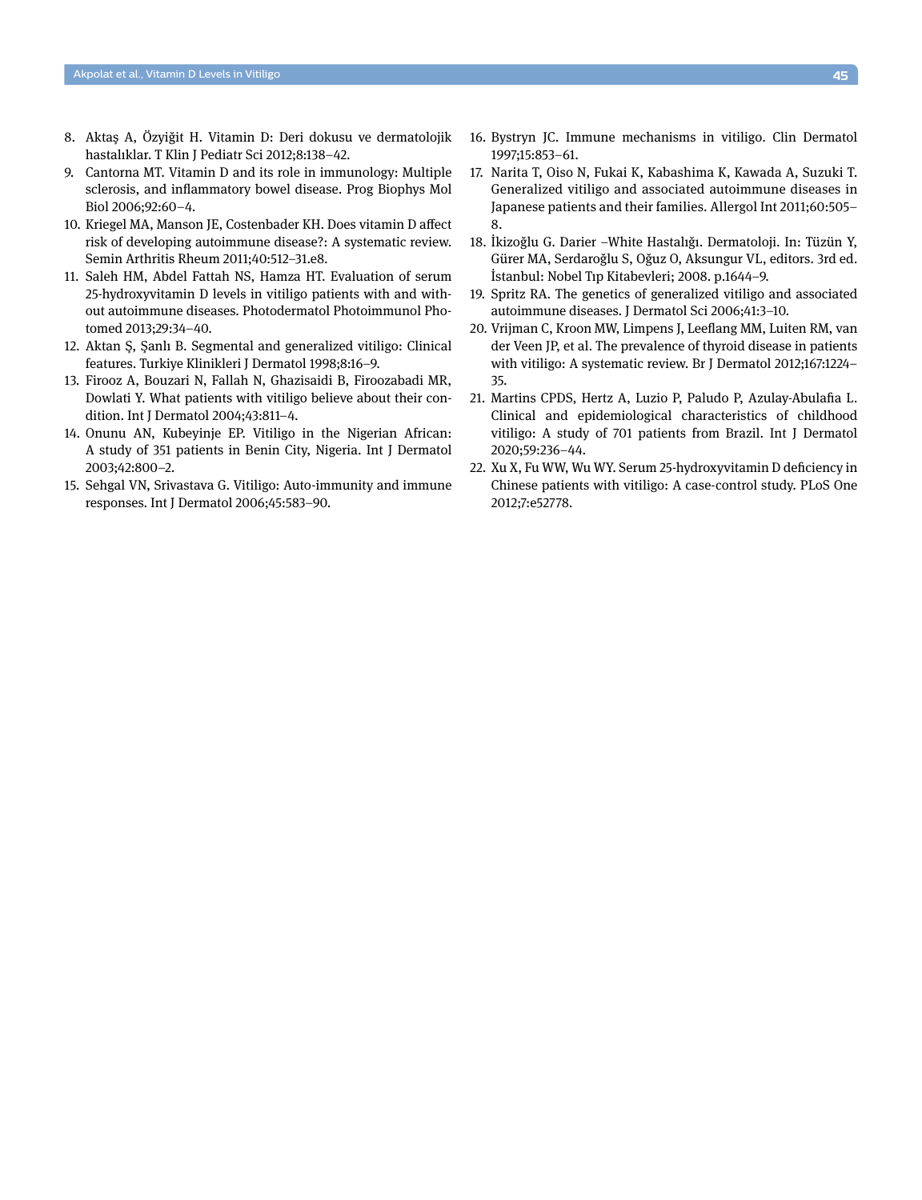8. Aktaş A, Özyiğit H. Vitamin D: Deri dokusu ve dermatolojik hastalıklar. T Klin J Pediatr Sci 2012;8:138–42.
9. Cantorna MT. Vitamin D and its role in immunology: Multiple sclerosis, and inflammatory bowel disease. Prog Biophys Mol Biol 2006;92:60–4.
10. Kriegel MA, Manson JE, Costenbader KH. Does vitamin D affect risk of developing autoimmune disease?: A systematic review. Semin Arthritis Rheum 2011;40:512–31.e8.
11. Saleh HM, Abdel Fattah NS, Hamza HT. Evaluation of serum 25-hydroxyvitamin D levels in vitiligo patients with and without autoimmune diseases. Photodermatol Photoimmunol Photomed 2013;29:34–40.
12. Aktan Ş, Şanlı B. Segmental and generalized vitiligo: Clinical features. Turkiye Klinikleri J Dermatol 1998;8:16–9.
13. Firooz A, Bouzari N, Fallah N, Ghazisaidi B, Firoozabadi MR, Dowlati Y. What patients with vitiligo believe about their condition. Int J Dermatol 2004;43:811–4.
14. Onunu AN, Kubeyinje EP. Vitiligo in the Nigerian African: A study of 351 patients in Benin City, Nigeria. Int J Dermatol 2003;42:800–2.
15. Sehgal VN, Srivastava G. Vitiligo: Auto-immunity and immune responses. Int J Dermatol 2006;45:583–90.
16. Bystryn JC. Immune mechanisms in vitiligo. Clin Dermatol 1997;15:853–61.
17. Narita T, Oiso N, Fukai K, Kabashima K, Kawada A, Suzuki T. Generalized vitiligo and associated autoimmune diseases in Japanese patients and their families. Allergol Int 2011;60:505–8.
18. İkizoğlu G. Darier –White Hastalığı. Dermatoloji. In: Tüzün Y, Gürer MA, Serdaroğlu S, Oğuz O, Aksungur VL, editors. 3rd ed. İstanbul: Nobel Tıp Kitabevleri; 2008. p.1644–9.
19. Spritz RA. The genetics of generalized vitiligo and associated autoimmune diseases. J Dermatol Sci 2006;41:3–10.
20. Vrijman C, Kroon MW, Limpens J, Leeflang MM, Luiten RM, van der Veen JP, et al. The prevalence of thyroid disease in patients with vitiligo: A systematic review. Br J Dermatol 2012;167:1224–35.
21. Martins CPDS, Hertz A, Luzio P, Paludo P, Azulay-Abulafia L. Clinical and epidemiological characteristics of childhood vitiligo: A study of 701 patients from Brazil. Int J Dermatol 2020;59:236–44.
22. Xu X, Fu WW, Wu WY. Serum 25-hydroxyvitamin D deficiency in Chinese patients with vitiligo: A case-control study. PLoS One 2012;7:e52778.